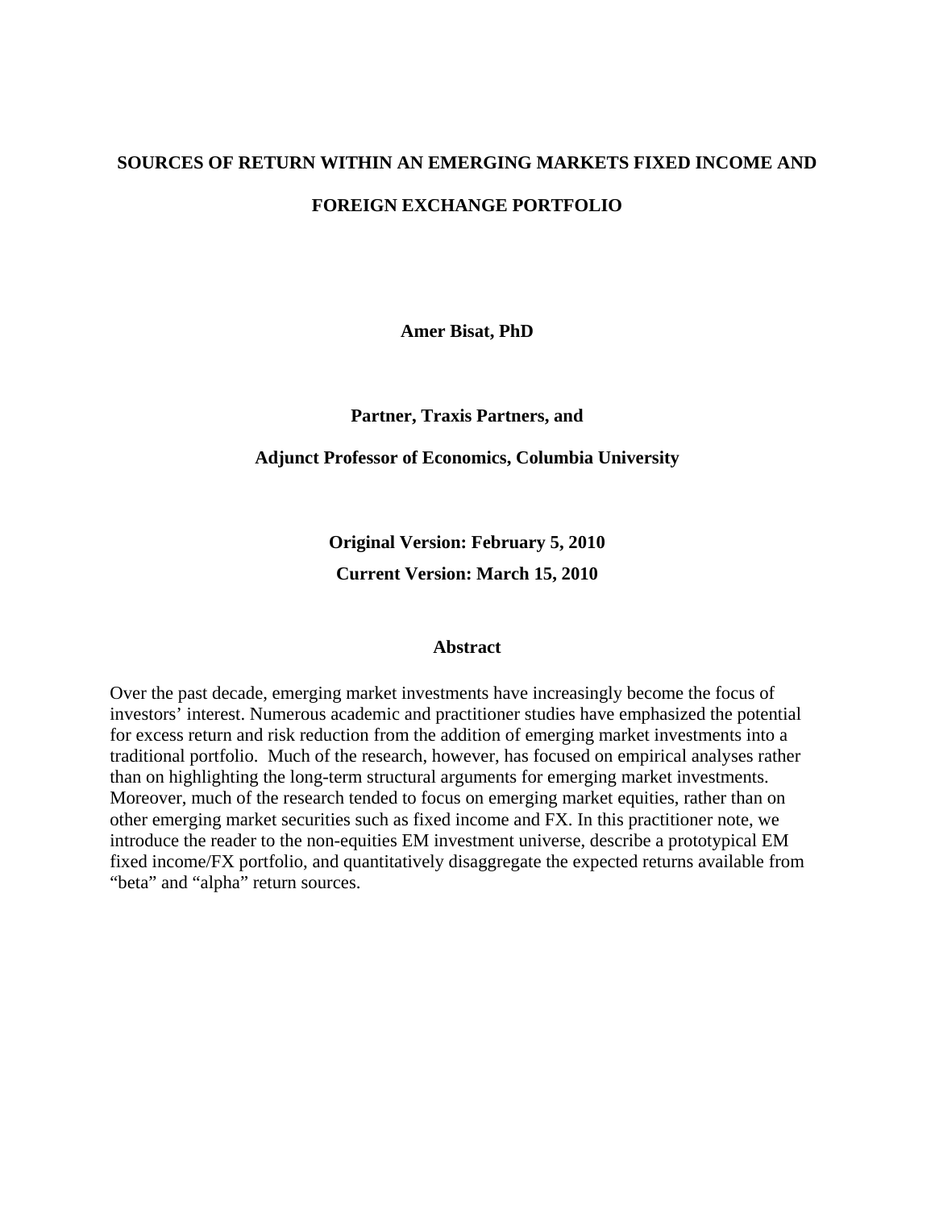# SOURCES OF RETURN WITHIN AN EMERGING MARKETS FIXED INCOME AND FOREIGN EXCHANGE PORTFOLIO

**Amer Bisat, PhD**

**Partner, Traxis Partners, and**

**Adjunct Professor of Economics, Columbia University**

**Original Version: February 5, 2010**

**Current Version: March 15, 2010**

## Abstract

Over the past decade, emerging market investments have increasingly become the focus of investors' interest. Numerous academic and practitioner studies have emphasized the potential for excess return and risk reduction from the addition of emerging market investments into a traditional portfolio. Much of the research, however, has focused on empirical analyses rather than on highlighting the long-term structural arguments for emerging market investments. Moreover, much of the research tended to focus on emerging market equities, rather than on other emerging market securities such as fixed income and FX. In this practitioner note, we introduce the reader to the non-equities EM investment universe, describe a prototypical EM fixed income/FX portfolio, and quantitatively disaggregate the expected returns available from "beta" and "alpha" return sources.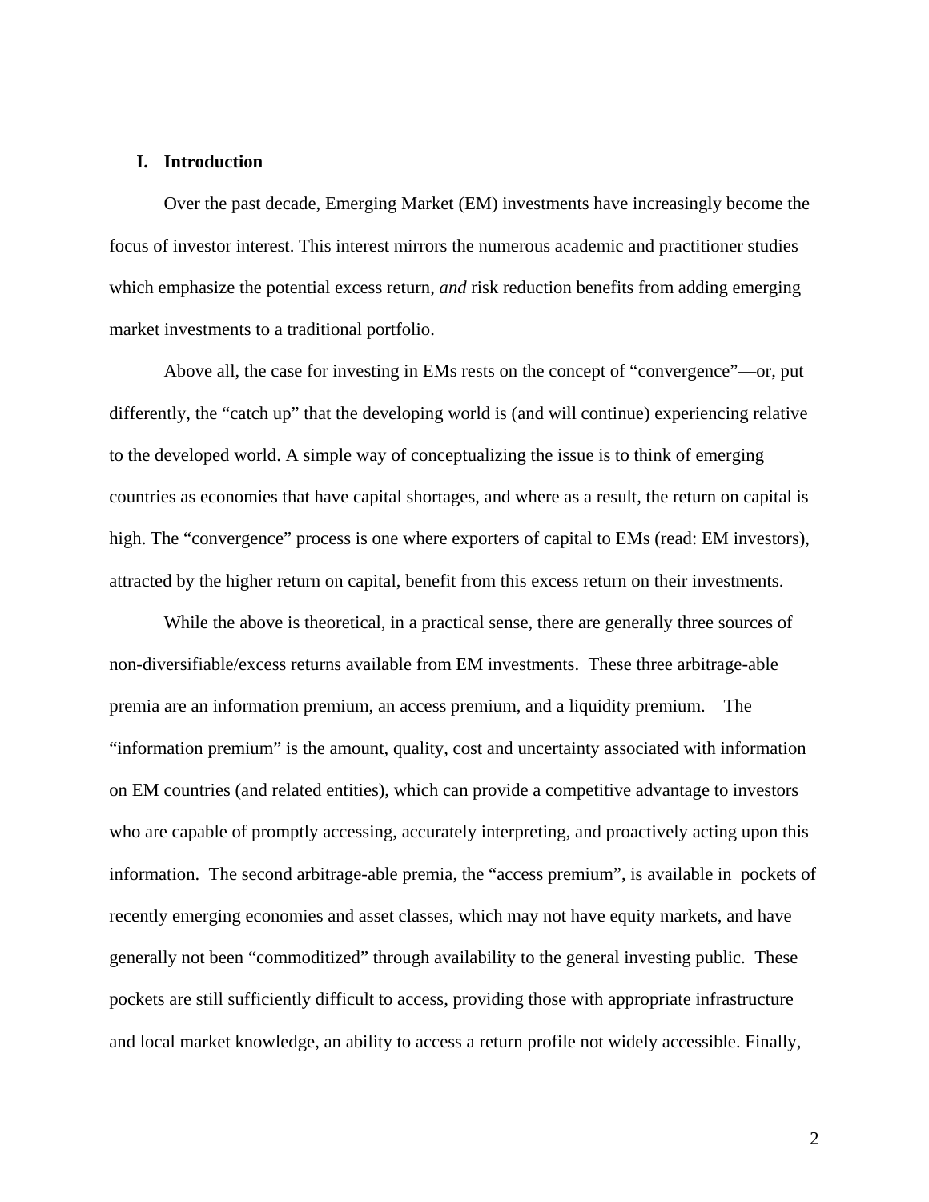## I. Introduction

Over the past decade, Emerging Market (EM) investments have increasingly become the focus of investor interest. This interest mirrors the numerous academic and practitioner studies which emphasize the potential excess return, *and* risk reduction benefits from adding emerging market investments to a traditional portfolio.

Above all, the case for investing in EMs rests on the concept of "convergence"—or, put differently, the "catch up" that the developing world is (and will continue) experiencing relative to the developed world. A simple way of conceptualizing the issue is to think of emerging countries as economies that have capital shortages, and where as a result, the return on capital is high. The "convergence" process is one where exporters of capital to EMs (read: EM investors), attracted by the higher return on capital, benefit from this excess return on their investments.

While the above is theoretical, in a practical sense, there are generally three sources of non-diversifiable/excess returns available from EM investments. These three arbitrage-able premia are an information premium, an access premium, and a liquidity premium. The "information premium" is the amount, quality, cost and uncertainty associated with information on EM countries (and related entities), which can provide a competitive advantage to investors who are capable of promptly accessing, accurately interpreting, and proactively acting upon this information. The second arbitrage-able premia, the "access premium", is available in pockets of recently emerging economies and asset classes, which may not have equity markets, and have generally not been "commoditized" through availability to the general investing public. These pockets are still sufficiently difficult to access, providing those with appropriate infrastructure and local market knowledge, an ability to access a return profile not widely accessible. Finally,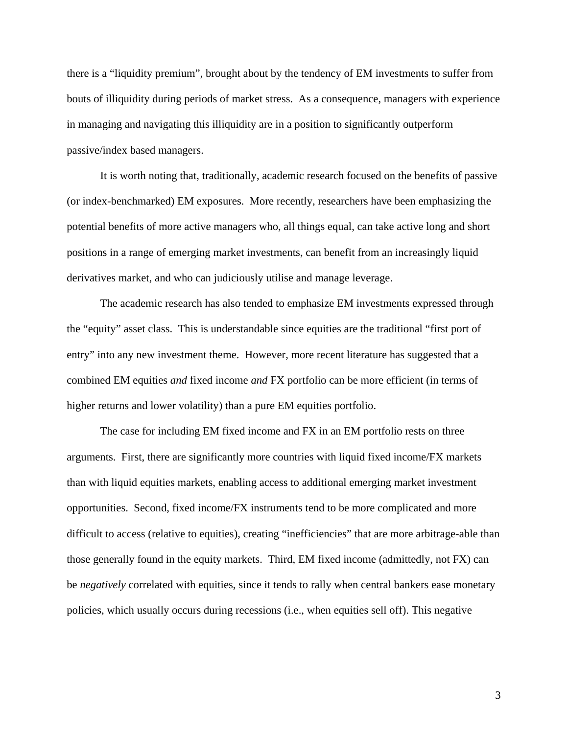there is a "liquidity premium", brought about by the tendency of EM investments to suffer from bouts of illiquidity during periods of market stress. As a consequence, managers with experience in managing and navigating this illiquidity are in a position to significantly outperform passive/index based managers.

It is worth noting that, traditionally, academic research focused on the benefits of passive (or index-benchmarked) EM exposures. More recently, researchers have been emphasizing the potential benefits of more active managers who, all things equal, can take active long and short positions in a range of emerging market investments, can benefit from an increasingly liquid derivatives market, and who can judiciously utilise and manage leverage.

The academic research has also tended to emphasize EM investments expressed through the "equity" asset class. This is understandable since equities are the traditional "first port of entry" into any new investment theme. However, more recent literature has suggested that a combined EM equities *and* fixed income *and* FX portfolio can be more efficient (in terms of higher returns and lower volatility) than a pure EM equities portfolio.

The case for including EM fixed income and FX in an EM portfolio rests on three arguments. First, there are significantly more countries with liquid fixed income/FX markets than with liquid equities markets, enabling access to additional emerging market investment opportunities. Second, fixed income/FX instruments tend to be more complicated and more difficult to access (relative to equities), creating "inefficiencies" that are more arbitrage-able than those generally found in the equity markets. Third, EM fixed income (admittedly, not FX) can be *negatively* correlated with equities, since it tends to rally when central bankers ease monetary policies, which usually occurs during recessions (i.e., when equities sell off). This negative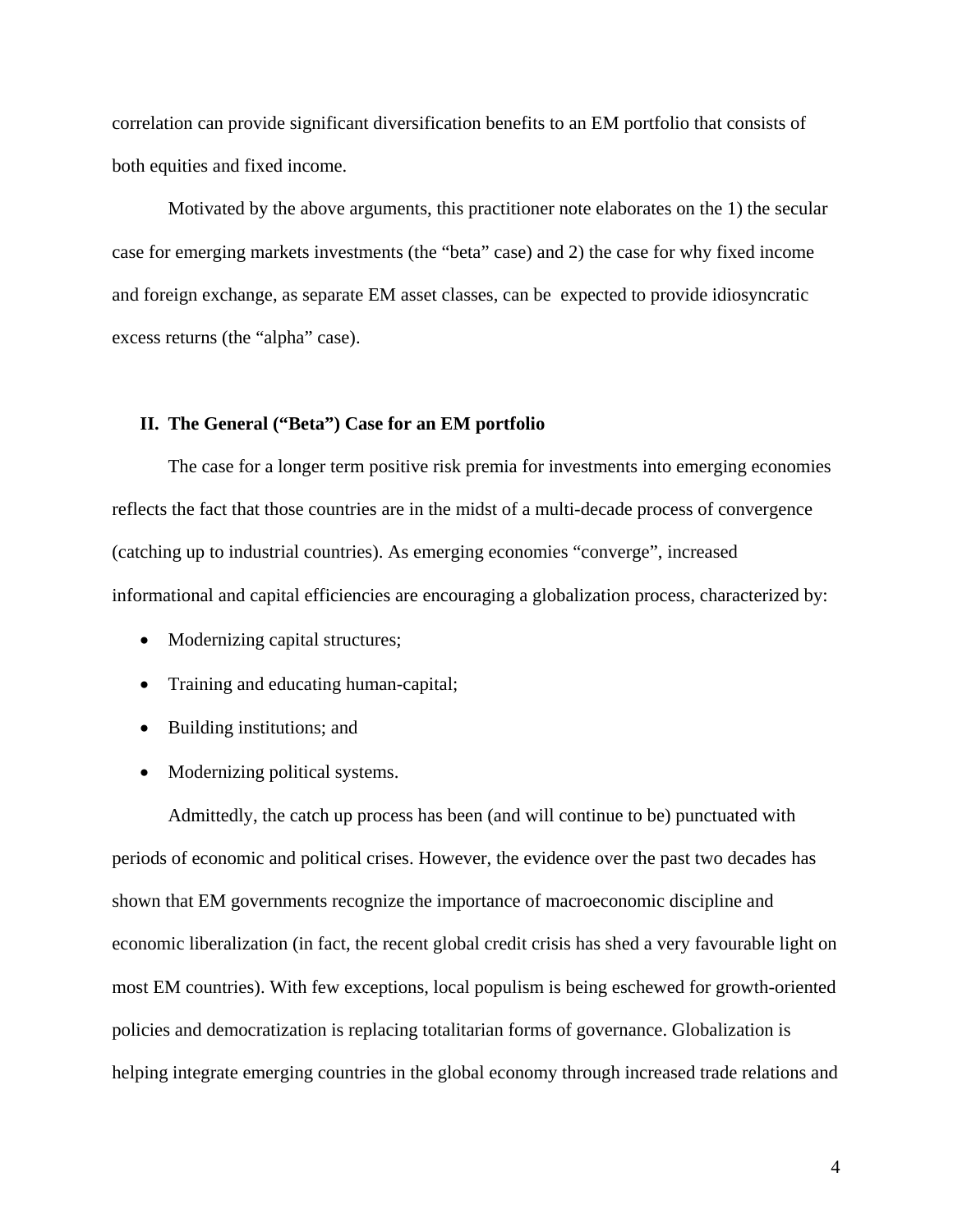correlation can provide significant diversification benefits to an EM portfolio that consists of both equities and fixed income.

Motivated by the above arguments, this practitioner note elaborates on the 1) the secular case for emerging markets investments (the "beta" case) and 2) the case for why fixed income and foreign exchange, as separate EM asset classes, can be expected to provide idiosyncratic excess returns (the "alpha" case).

## II. The General ("Beta") Case for an EM portfolio

The case for a longer term positive risk premia for investments into emerging economies reflects the fact that those countries are in the midst of a multi-decade process of convergence (catching up to industrial countries). As emerging economies "converge", increased informational and capital efficiencies are encouraging a globalization process, characterized by:

- Modernizing capital structures;
- Training and educating human-capital;
- Building institutions; and
- Modernizing political systems.

Admittedly, the catch up process has been (and will continue to be) punctuated with periods of economic and political crises. However, the evidence over the past two decades has shown that EM governments recognize the importance of macroeconomic discipline and economic liberalization (in fact, the recent global credit crisis has shed a very favourable light on most EM countries). With few exceptions, local populism is being eschewed for growth-oriented policies and democratization is replacing totalitarian forms of governance. Globalization is helping integrate emerging countries in the global economy through increased trade relations and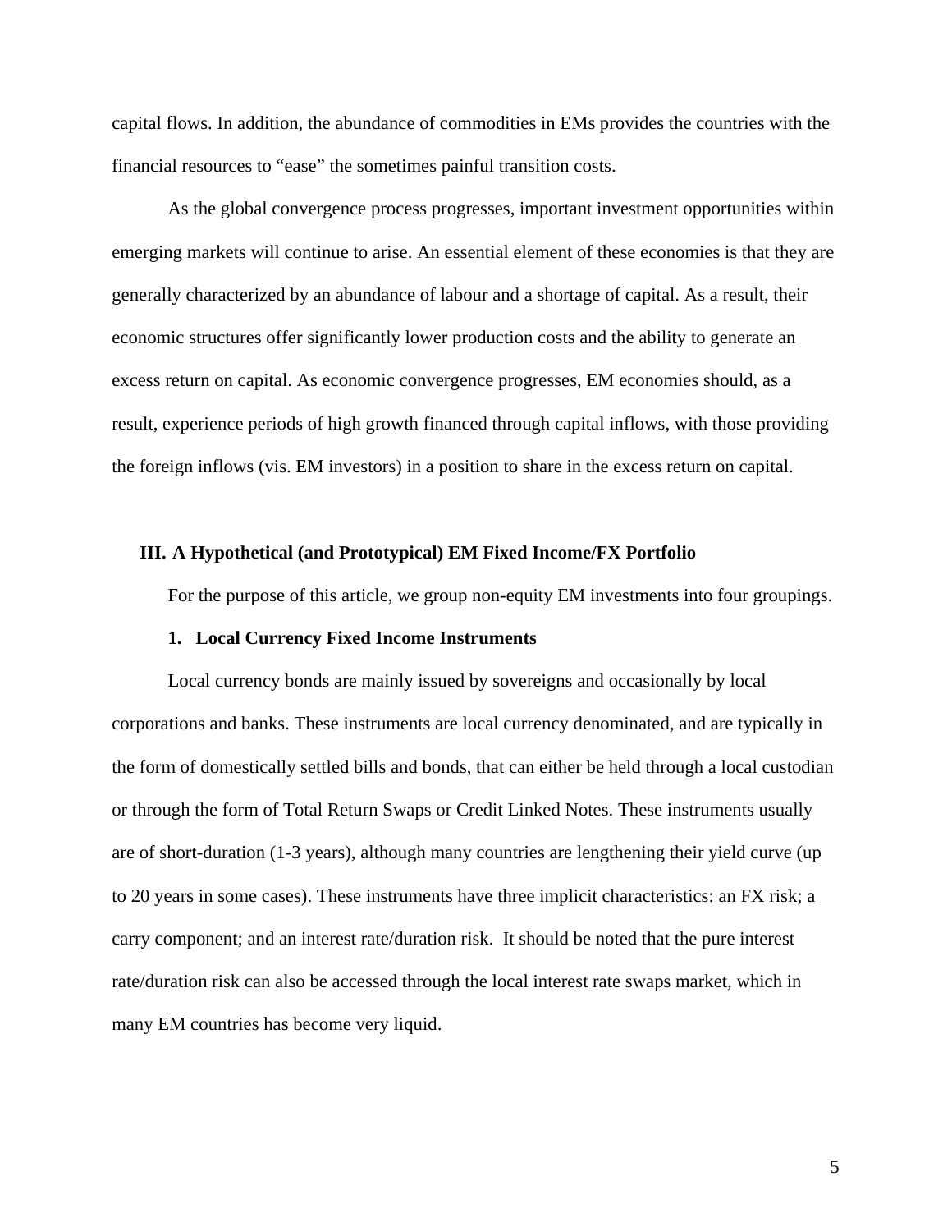capital flows. In addition, the abundance of commodities in EMs provides the countries with the financial resources to "ease" the sometimes painful transition costs.

As the global convergence process progresses, important investment opportunities within emerging markets will continue to arise. An essential element of these economies is that they are generally characterized by an abundance of labour and a shortage of capital. As a result, their economic structures offer significantly lower production costs and the ability to generate an excess return on capital. As economic convergence progresses, EM economies should, as a result, experience periods of high growth financed through capital inflows, with those providing the foreign inflows (vis. EM investors) in a position to share in the excess return on capital.

## III. A Hypothetical (and Prototypical) EM Fixed Income/FX Portfolio

For the purpose of this article, we group non-equity EM investments into four groupings.

### 1. Local Currency Fixed Income Instruments

Local currency bonds are mainly issued by sovereigns and occasionally by local corporations and banks. These instruments are local currency denominated, and are typically in the form of domestically settled bills and bonds, that can either be held through a local custodian or through the form of Total Return Swaps or Credit Linked Notes. These instruments usually are of short-duration (1-3 years), although many countries are lengthening their yield curve (up to 20 years in some cases). These instruments have three implicit characteristics: an FX risk; a carry component; and an interest rate/duration risk. It should be noted that the pure interest rate/duration risk can also be accessed through the local interest rate swaps market, which in many EM countries has become very liquid.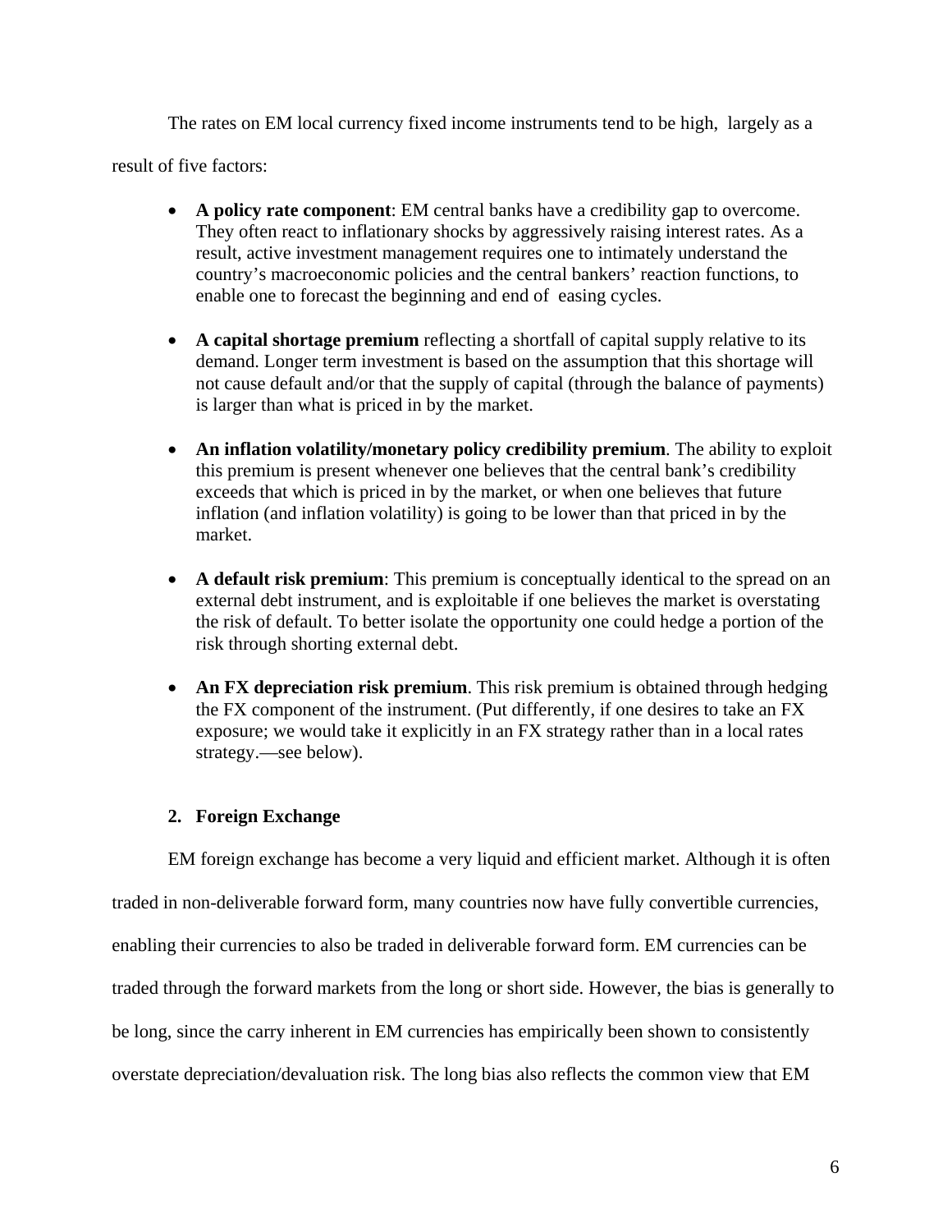The rates on EM local currency fixed income instruments tend to be high, largely as a result of five factors:

- **A policy rate component**: EM central banks have a credibility gap to overcome. They often react to inflationary shocks by aggressively raising interest rates. As a result, active investment management requires one to intimately understand the country's macroeconomic policies and the central bankers' reaction functions, to enable one to forecast the beginning and end of easing cycles.

- **A capital shortage premium** reflecting a shortfall of capital supply relative to its demand. Longer term investment is based on the assumption that this shortage will not cause default and/or that the supply of capital (through the balance of payments) is larger than what is priced in by the market.

- **An inflation volatility/monetary policy credibility premium**. The ability to exploit this premium is present whenever one believes that the central bank's credibility exceeds that which is priced in by the market, or when one believes that future inflation (and inflation volatility) is going to be lower than that priced in by the market.

- **A default risk premium**: This premium is conceptually identical to the spread on an external debt instrument, and is exploitable if one believes the market is overstating the risk of default. To better isolate the opportunity one could hedge a portion of the risk through shorting external debt.

- **An FX depreciation risk premium**. This risk premium is obtained through hedging the FX component of the instrument. (Put differently, if one desires to take an FX exposure; we would take it explicitly in an FX strategy rather than in a local rates strategy.—see below).

## 2. Foreign Exchange

EM foreign exchange has become a very liquid and efficient market. Although it is often traded in non-deliverable forward form, many countries now have fully convertible currencies, enabling their currencies to also be traded in deliverable forward form. EM currencies can be traded through the forward markets from the long or short side. However, the bias is generally to be long, since the carry inherent in EM currencies has empirically been shown to consistently overstate depreciation/devaluation risk. The long bias also reflects the common view that EM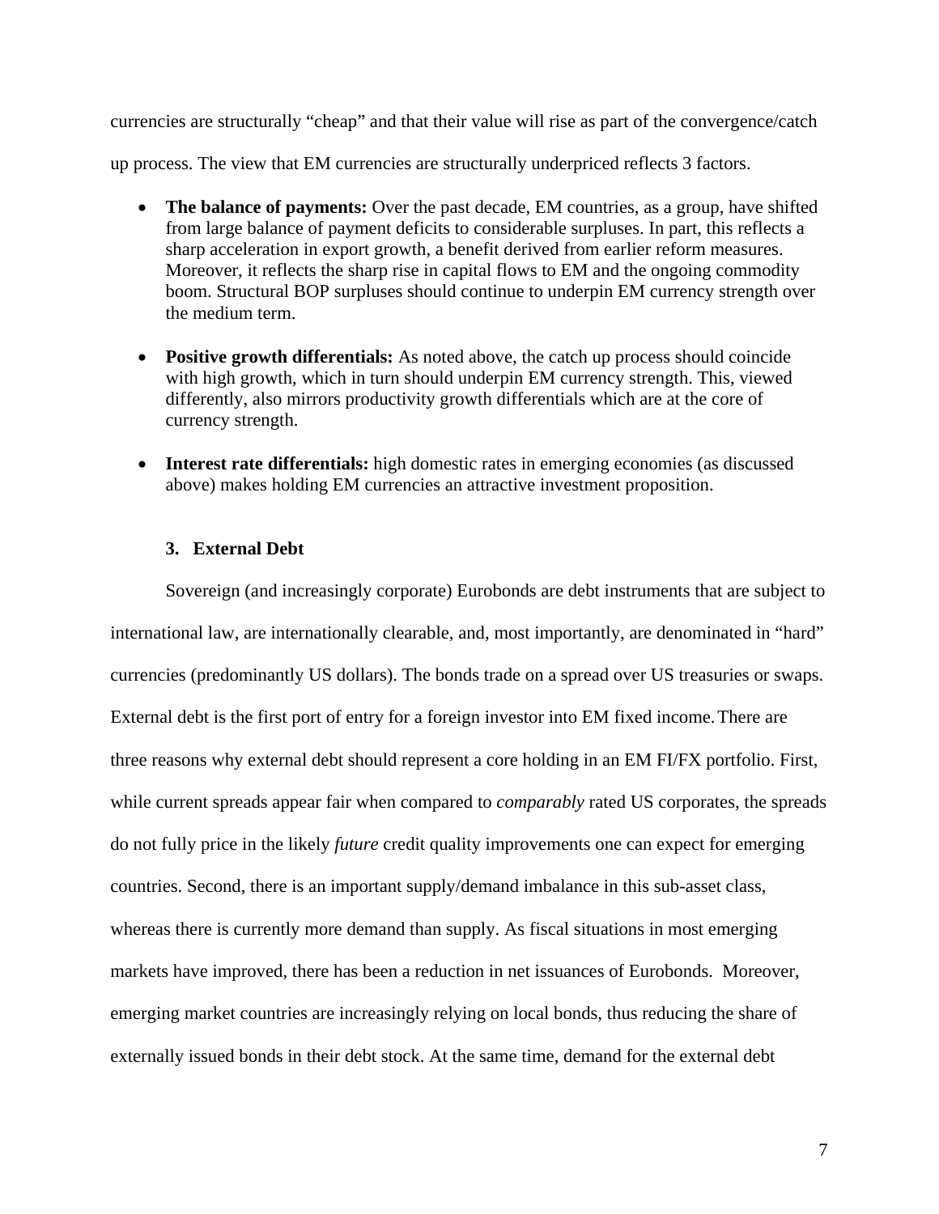currencies are structurally "cheap" and that their value will rise as part of the convergence/catch up process. The view that EM currencies are structurally underpriced reflects 3 factors.

- **The balance of payments:** Over the past decade, EM countries, as a group, have shifted from large balance of payment deficits to considerable surpluses. In part, this reflects a sharp acceleration in export growth, a benefit derived from earlier reform measures. Moreover, it reflects the sharp rise in capital flows to EM and the ongoing commodity boom. Structural BOP surpluses should continue to underpin EM currency strength over the medium term.

- **Positive growth differentials:** As noted above, the catch up process should coincide with high growth, which in turn should underpin EM currency strength. This, viewed differently, also mirrors productivity growth differentials which are at the core of currency strength.

- **Interest rate differentials:** high domestic rates in emerging economies (as discussed above) makes holding EM currencies an attractive investment proposition.

### 3. External Debt

Sovereign (and increasingly corporate) Eurobonds are debt instruments that are subject to international law, are internationally clearable, and, most importantly, are denominated in "hard" currencies (predominantly US dollars). The bonds trade on a spread over US treasuries or swaps. External debt is the first port of entry for a foreign investor into EM fixed income. There are three reasons why external debt should represent a core holding in an EM FI/FX portfolio. First, while current spreads appear fair when compared to *comparably* rated US corporates, the spreads do not fully price in the likely *future* credit quality improvements one can expect for emerging countries. Second, there is an important supply/demand imbalance in this sub-asset class, whereas there is currently more demand than supply. As fiscal situations in most emerging markets have improved, there has been a reduction in net issuances of Eurobonds. Moreover, emerging market countries are increasingly relying on local bonds, thus reducing the share of externally issued bonds in their debt stock. At the same time, demand for the external debt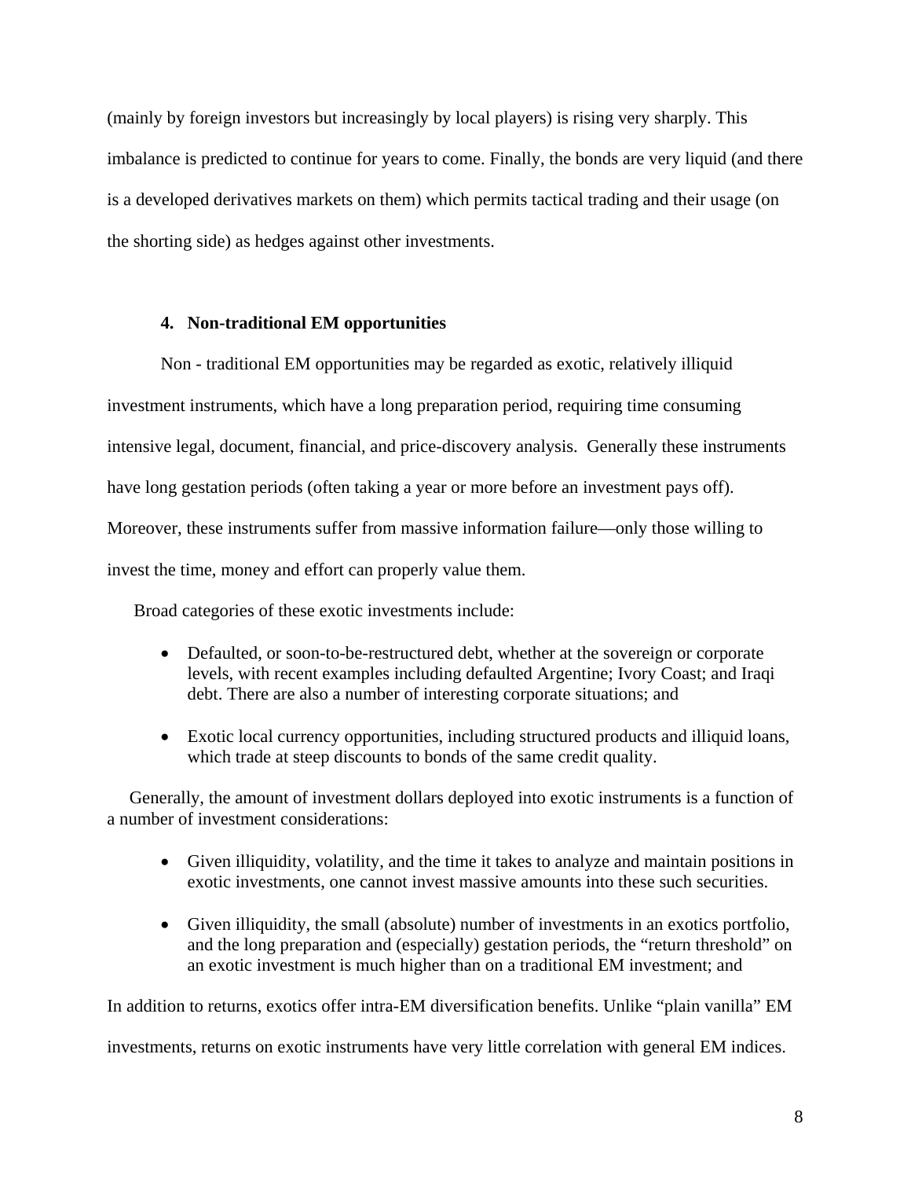(mainly by foreign investors but increasingly by local players) is rising very sharply. This imbalance is predicted to continue for years to come. Finally, the bonds are very liquid (and there is a developed derivatives markets on them) which permits tactical trading and their usage (on the shorting side) as hedges against other investments.

### 4. Non-traditional EM opportunities

Non - traditional EM opportunities may be regarded as exotic, relatively illiquid investment instruments, which have a long preparation period, requiring time consuming intensive legal, document, financial, and price-discovery analysis. Generally these instruments have long gestation periods (often taking a year or more before an investment pays off). Moreover, these instruments suffer from massive information failure—only those willing to invest the time, money and effort can properly value them.

Broad categories of these exotic investments include:

- Defaulted, or soon-to-be-restructured debt, whether at the sovereign or corporate levels, with recent examples including defaulted Argentine; Ivory Coast; and Iraqi debt. There are also a number of interesting corporate situations; and
- Exotic local currency opportunities, including structured products and illiquid loans, which trade at steep discounts to bonds of the same credit quality.

Generally, the amount of investment dollars deployed into exotic instruments is a function of a number of investment considerations:

- Given illiquidity, volatility, and the time it takes to analyze and maintain positions in exotic investments, one cannot invest massive amounts into these such securities.
- Given illiquidity, the small (absolute) number of investments in an exotics portfolio, and the long preparation and (especially) gestation periods, the "return threshold" on an exotic investment is much higher than on a traditional EM investment; and

In addition to returns, exotics offer intra-EM diversification benefits. Unlike "plain vanilla" EM investments, returns on exotic instruments have very little correlation with general EM indices.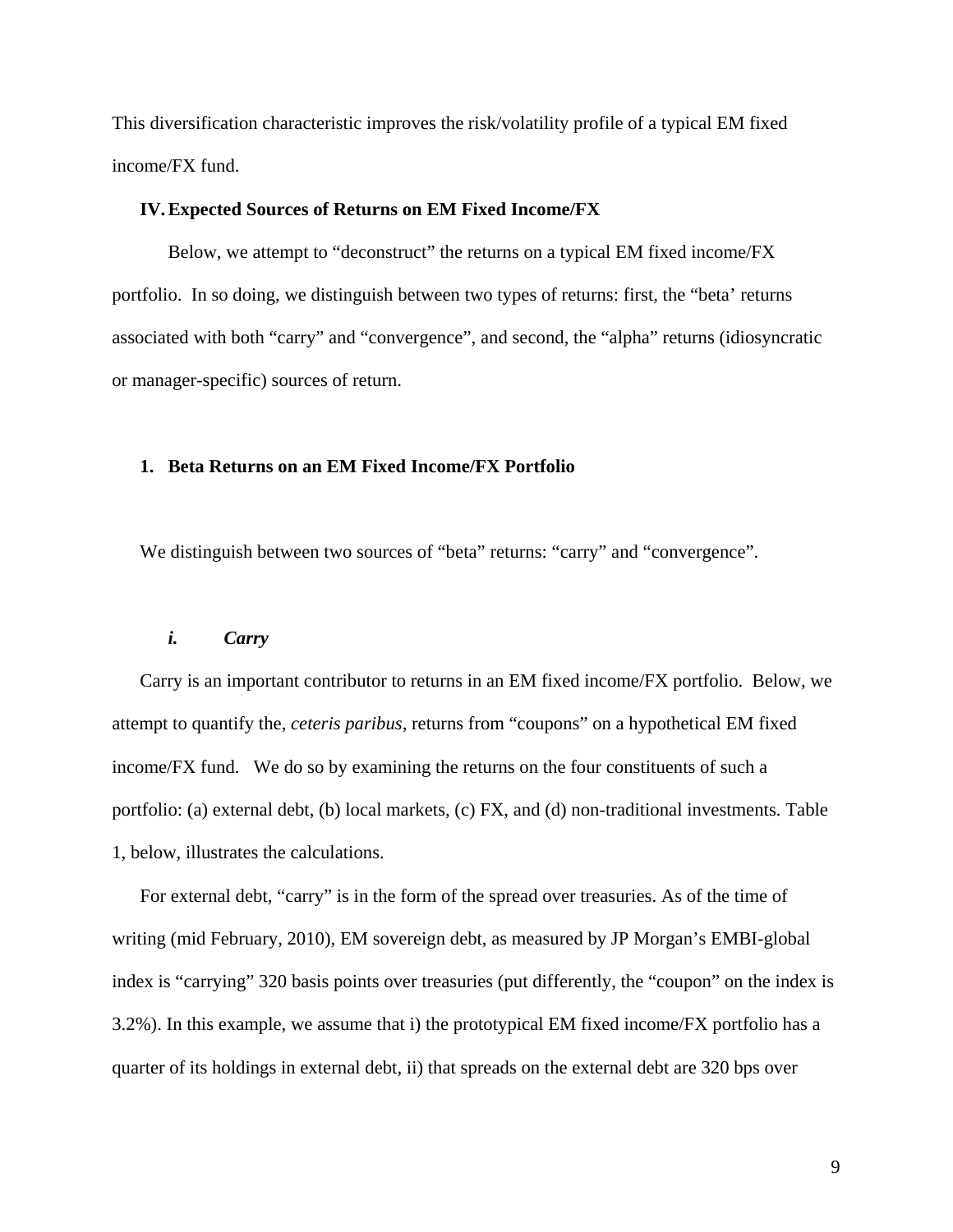This diversification characteristic improves the risk/volatility profile of a typical EM fixed income/FX fund.

## IV. Expected Sources of Returns on EM Fixed Income/FX

Below, we attempt to "deconstruct" the returns on a typical EM fixed income/FX portfolio. In so doing, we distinguish between two types of returns: first, the "beta' returns associated with both "carry" and "convergence", and second, the "alpha" returns (idiosyncratic or manager-specific) sources of return.

### 1. Beta Returns on an EM Fixed Income/FX Portfolio

We distinguish between two sources of "beta" returns: "carry" and "convergence".

#### *i. Carry*

Carry is an important contributor to returns in an EM fixed income/FX portfolio. Below, we attempt to quantify the, *ceteris paribus*, returns from "coupons" on a hypothetical EM fixed income/FX fund. We do so by examining the returns on the four constituents of such a portfolio: (a) external debt, (b) local markets, (c) FX, and (d) non-traditional investments. Table 1, below, illustrates the calculations.

For external debt, "carry" is in the form of the spread over treasuries. As of the time of writing (mid February, 2010), EM sovereign debt, as measured by JP Morgan's EMBI-global index is "carrying" 320 basis points over treasuries (put differently, the "coupon" on the index is 3.2%). In this example, we assume that i) the prototypical EM fixed income/FX portfolio has a quarter of its holdings in external debt, ii) that spreads on the external debt are 320 bps over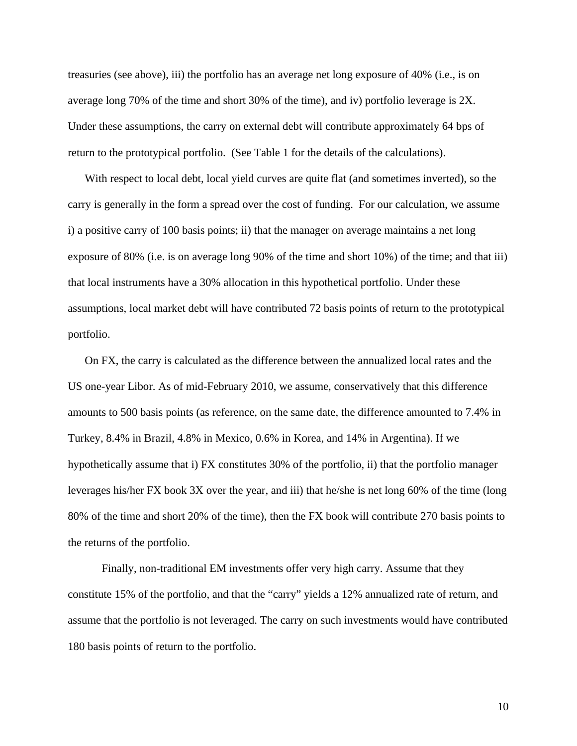treasuries (see above), iii) the portfolio has an average net long exposure of 40% (i.e., is on average long 70% of the time and short 30% of the time), and iv) portfolio leverage is 2X. Under these assumptions, the carry on external debt will contribute approximately 64 bps of return to the prototypical portfolio. (See Table 1 for the details of the calculations).

With respect to local debt, local yield curves are quite flat (and sometimes inverted), so the carry is generally in the form a spread over the cost of funding. For our calculation, we assume i) a positive carry of 100 basis points; ii) that the manager on average maintains a net long exposure of 80% (i.e. is on average long 90% of the time and short 10%) of the time; and that iii) that local instruments have a 30% allocation in this hypothetical portfolio. Under these assumptions, local market debt will have contributed 72 basis points of return to the prototypical portfolio.

On FX, the carry is calculated as the difference between the annualized local rates and the US one-year Libor. As of mid-February 2010, we assume, conservatively that this difference amounts to 500 basis points (as reference, on the same date, the difference amounted to 7.4% in Turkey, 8.4% in Brazil, 4.8% in Mexico, 0.6% in Korea, and 14% in Argentina). If we hypothetically assume that i) FX constitutes 30% of the portfolio, ii) that the portfolio manager leverages his/her FX book 3X over the year, and iii) that he/she is net long 60% of the time (long 80% of the time and short 20% of the time), then the FX book will contribute 270 basis points to the returns of the portfolio.

Finally, non-traditional EM investments offer very high carry. Assume that they constitute 15% of the portfolio, and that the "carry" yields a 12% annualized rate of return, and assume that the portfolio is not leveraged. The carry on such investments would have contributed 180 basis points of return to the portfolio.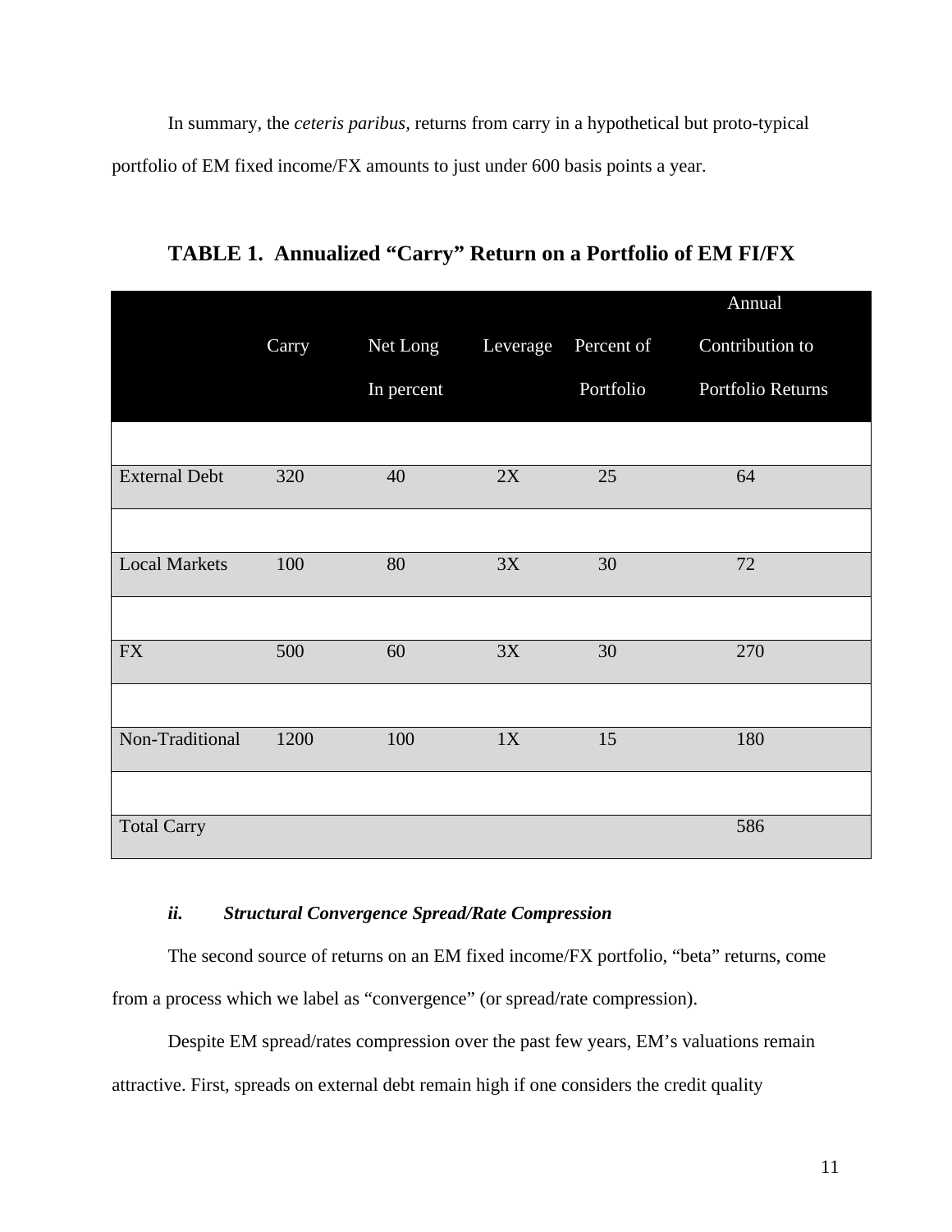In summary, the *ceteris paribus*, returns from carry in a hypothetical but proto-typical portfolio of EM fixed income/FX amounts to just under 600 basis points a year.

**TABLE 1. Annualized "Carry" Return on a Portfolio of EM FI/FX**

| | Carry | Net Long In percent | Leverage | Percent of Portfolio | Annual Contribution to Portfolio Returns |
|---|---|---|---|---|---|
| External Debt | 320 | 40 | 2X | 25 | 64 |
| Local Markets | 100 | 80 | 3X | 30 | 72 |
| FX | 500 | 60 | 3X | 30 | 270 |
| Non-Traditional | 1200 | 100 | 1X | 15 | 180 |
| Total Carry | | | | | 586 |

***ii. Structural Convergence Spread/Rate Compression***

The second source of returns on an EM fixed income/FX portfolio, "beta" returns, come from a process which we label as "convergence" (or spread/rate compression).

Despite EM spread/rates compression over the past few years, EM's valuations remain attractive. First, spreads on external debt remain high if one considers the credit quality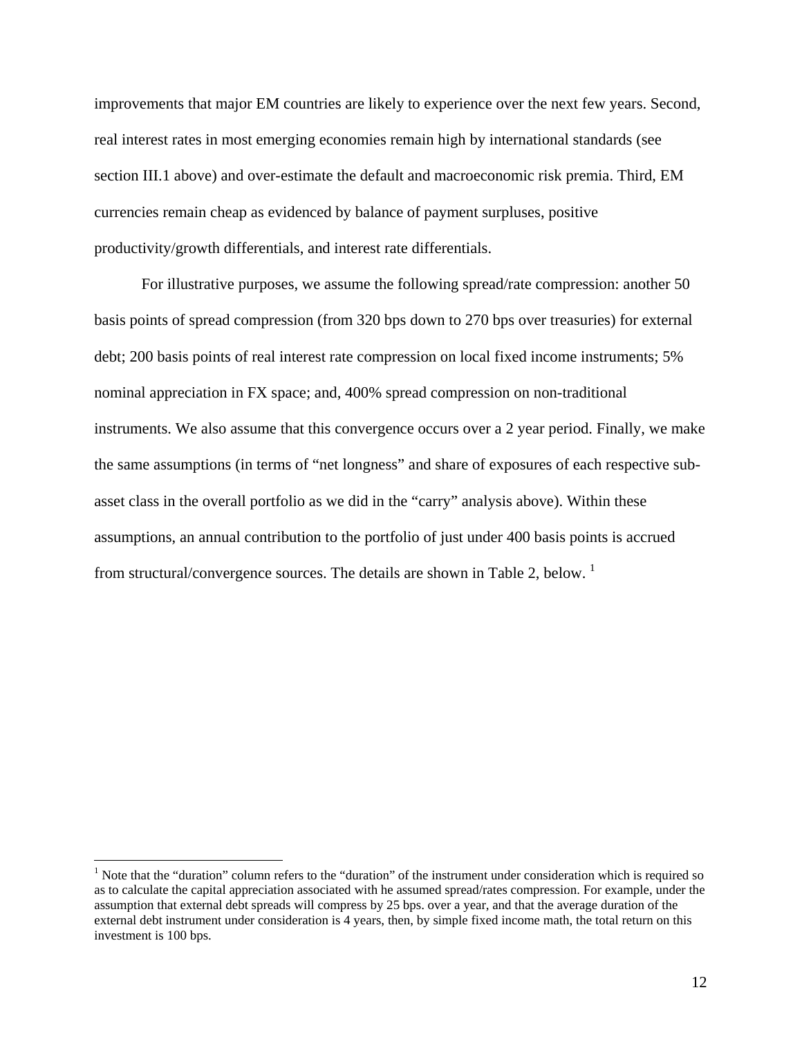improvements that major EM countries are likely to experience over the next few years. Second, real interest rates in most emerging economies remain high by international standards (see section III.1 above) and over-estimate the default and macroeconomic risk premia. Third, EM currencies remain cheap as evidenced by balance of payment surpluses, positive productivity/growth differentials, and interest rate differentials.

For illustrative purposes, we assume the following spread/rate compression: another 50 basis points of spread compression (from 320 bps down to 270 bps over treasuries) for external debt; 200 basis points of real interest rate compression on local fixed income instruments; 5% nominal appreciation in FX space; and, 400% spread compression on non-traditional instruments. We also assume that this convergence occurs over a 2 year period. Finally, we make the same assumptions (in terms of "net longness" and share of exposures of each respective sub-asset class in the overall portfolio as we did in the "carry" analysis above). Within these assumptions, an annual contribution to the portfolio of just under 400 basis points is accrued from structural/convergence sources. The details are shown in Table 2, below. [1]

[1] Note that the "duration" column refers to the "duration" of the instrument under consideration which is required so as to calculate the capital appreciation associated with he assumed spread/rates compression. For example, under the assumption that external debt spreads will compress by 25 bps. over a year, and that the average duration of the external debt instrument under consideration is 4 years, then, by simple fixed income math, the total return on this investment is 100 bps.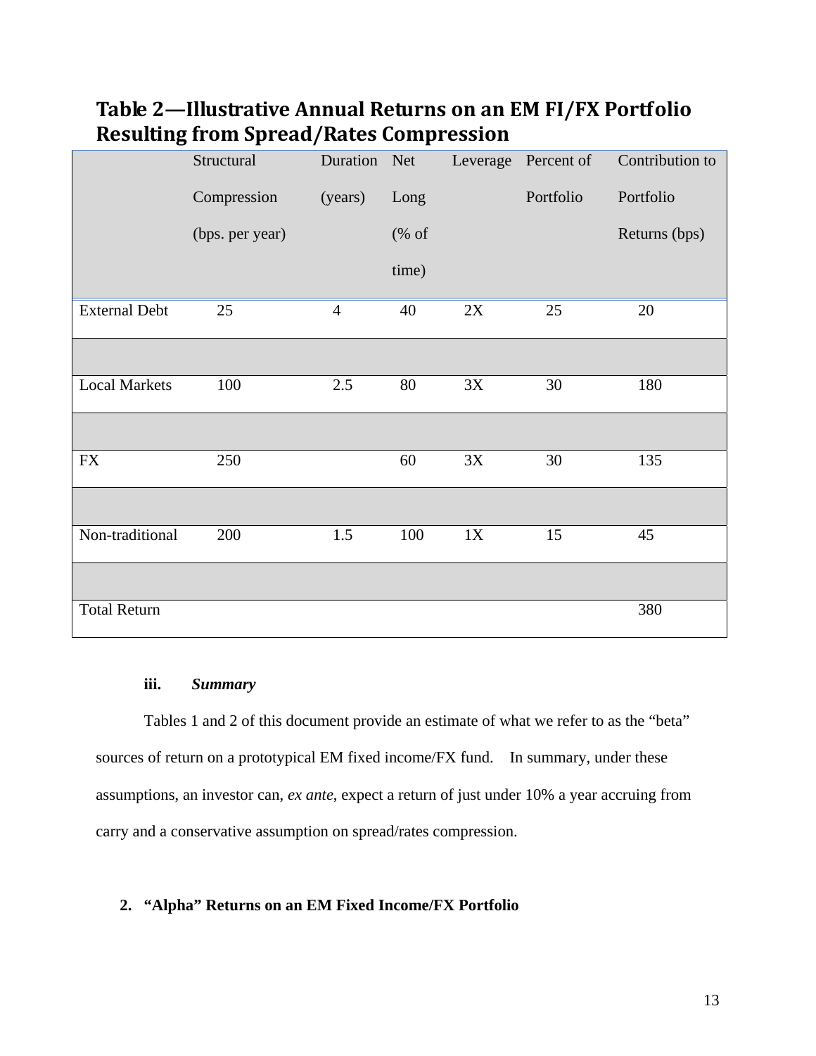## Table 2—Illustrative Annual Returns on an EM FI/FX Portfolio Resulting from Spread/Rates Compression

| | Structural Compression (bps. per year) | Duration (years) | Net Long (% of time) | Leverage | Percent of Portfolio | Contribution to Portfolio Returns (bps) |
|---|---|---|---|---|---|---|
| External Debt | 25 | 4 | 40 | 2X | 25 | 20 |
| | | | | | | |
| Local Markets | 100 | 2.5 | 80 | 3X | 30 | 180 |
| | | | | | | |
| FX | 250 | | 60 | 3X | 30 | 135 |
| | | | | | | |
| Non-traditional | 200 | 1.5 | 100 | 1X | 15 | 45 |
| | | | | | | |
| Total Return | | | | | | 380 |

**iii.** ***Summary***

Tables 1 and 2 of this document provide an estimate of what we refer to as the "beta" sources of return on a prototypical EM fixed income/FX fund. In summary, under these assumptions, an investor can, *ex ante*, expect a return of just under 10% a year accruing from carry and a conservative assumption on spread/rates compression.

**2. "Alpha" Returns on an EM Fixed Income/FX Portfolio**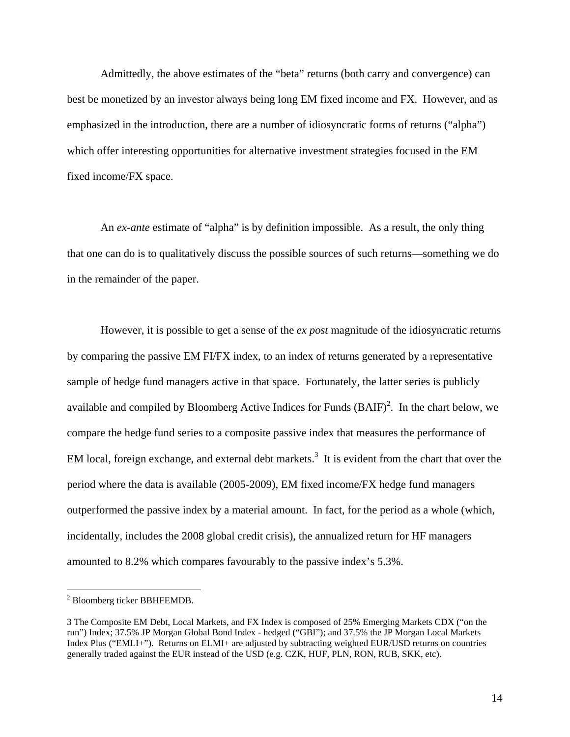Admittedly, the above estimates of the "beta" returns (both carry and convergence) can best be monetized by an investor always being long EM fixed income and FX. However, and as emphasized in the introduction, there are a number of idiosyncratic forms of returns ("alpha") which offer interesting opportunities for alternative investment strategies focused in the EM fixed income/FX space.

An *ex-ante* estimate of "alpha" is by definition impossible. As a result, the only thing that one can do is to qualitatively discuss the possible sources of such returns—something we do in the remainder of the paper.

However, it is possible to get a sense of the *ex post* magnitude of the idiosyncratic returns by comparing the passive EM FI/FX index, to an index of returns generated by a representative sample of hedge fund managers active in that space. Fortunately, the latter series is publicly available and compiled by Bloomberg Active Indices for Funds (BAIF)[2]. In the chart below, we compare the hedge fund series to a composite passive index that measures the performance of EM local, foreign exchange, and external debt markets.[3] It is evident from the chart that over the period where the data is available (2005-2009), EM fixed income/FX hedge fund managers outperformed the passive index by a material amount. In fact, for the period as a whole (which, incidentally, includes the 2008 global credit crisis), the annualized return for HF managers amounted to 8.2% which compares favourably to the passive index's 5.3%.

---

[2] Bloomberg ticker BBHFEMDB.

3 The Composite EM Debt, Local Markets, and FX Index is composed of 25% Emerging Markets CDX ("on the run") Index; 37.5% JP Morgan Global Bond Index - hedged ("GBI"); and 37.5% the JP Morgan Local Markets Index Plus ("EMLI+"). Returns on ELMI+ are adjusted by subtracting weighted EUR/USD returns on countries generally traded against the EUR instead of the USD (e.g. CZK, HUF, PLN, RON, RUB, SKK, etc).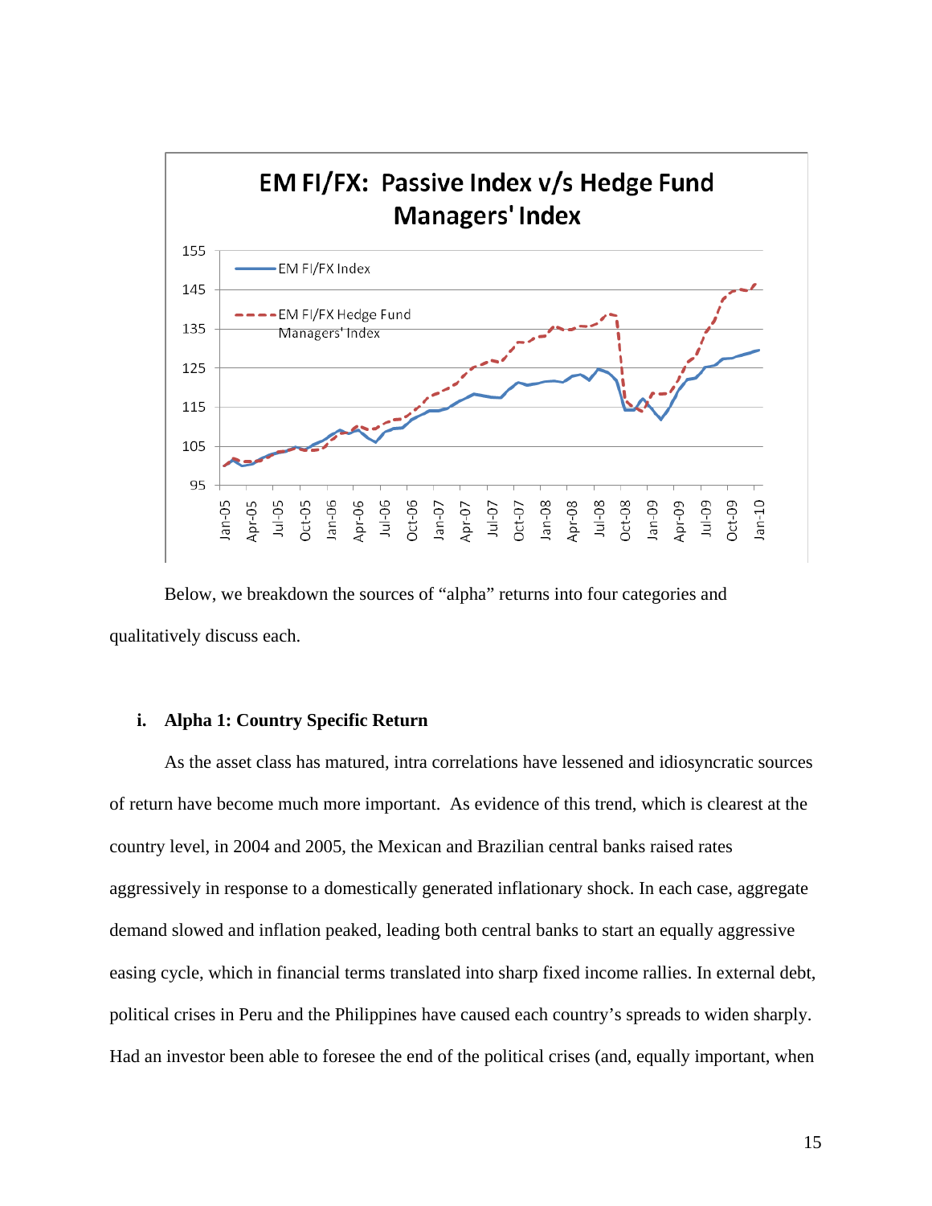Below, we breakdown the sources of "alpha" returns into four categories and qualitatively discuss each.

### i. Alpha 1: Country Specific Return

As the asset class has matured, intra correlations have lessened and idiosyncratic sources of return have become much more important. As evidence of this trend, which is clearest at the country level, in 2004 and 2005, the Mexican and Brazilian central banks raised rates aggressively in response to a domestically generated inflationary shock. In each case, aggregate demand slowed and inflation peaked, leading both central banks to start an equally aggressive easing cycle, which in financial terms translated into sharp fixed income rallies. In external debt, political crises in Peru and the Philippines have caused each country's spreads to widen sharply. Had an investor been able to foresee the end of the political crises (and, equally important, when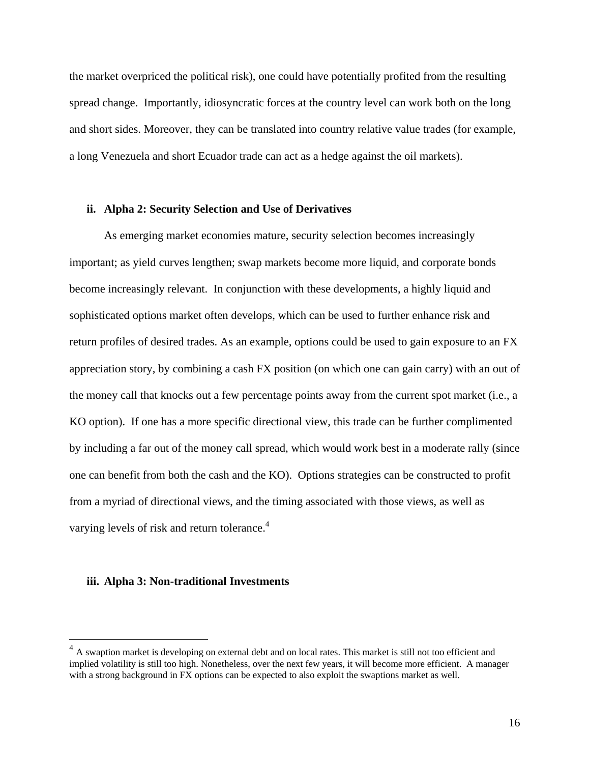the market overpriced the political risk), one could have potentially profited from the resulting spread change. Importantly, idiosyncratic forces at the country level can work both on the long and short sides. Moreover, they can be translated into country relative value trades (for example, a long Venezuela and short Ecuador trade can act as a hedge against the oil markets).

### ii. Alpha 2: Security Selection and Use of Derivatives

As emerging market economies mature, security selection becomes increasingly important; as yield curves lengthen; swap markets become more liquid, and corporate bonds become increasingly relevant. In conjunction with these developments, a highly liquid and sophisticated options market often develops, which can be used to further enhance risk and return profiles of desired trades. As an example, options could be used to gain exposure to an FX appreciation story, by combining a cash FX position (on which one can gain carry) with an out of the money call that knocks out a few percentage points away from the current spot market (i.e., a KO option). If one has a more specific directional view, this trade can be further complimented by including a far out of the money call spread, which would work best in a moderate rally (since one can benefit from both the cash and the KO). Options strategies can be constructed to profit from a myriad of directional views, and the timing associated with those views, as well as varying levels of risk and return tolerance.[4]

### iii. Alpha 3: Non-traditional Investments

---

[4] A swaption market is developing on external debt and on local rates. This market is still not too efficient and implied volatility is still too high. Nonetheless, over the next few years, it will become more efficient. A manager with a strong background in FX options can be expected to also exploit the swaptions market as well.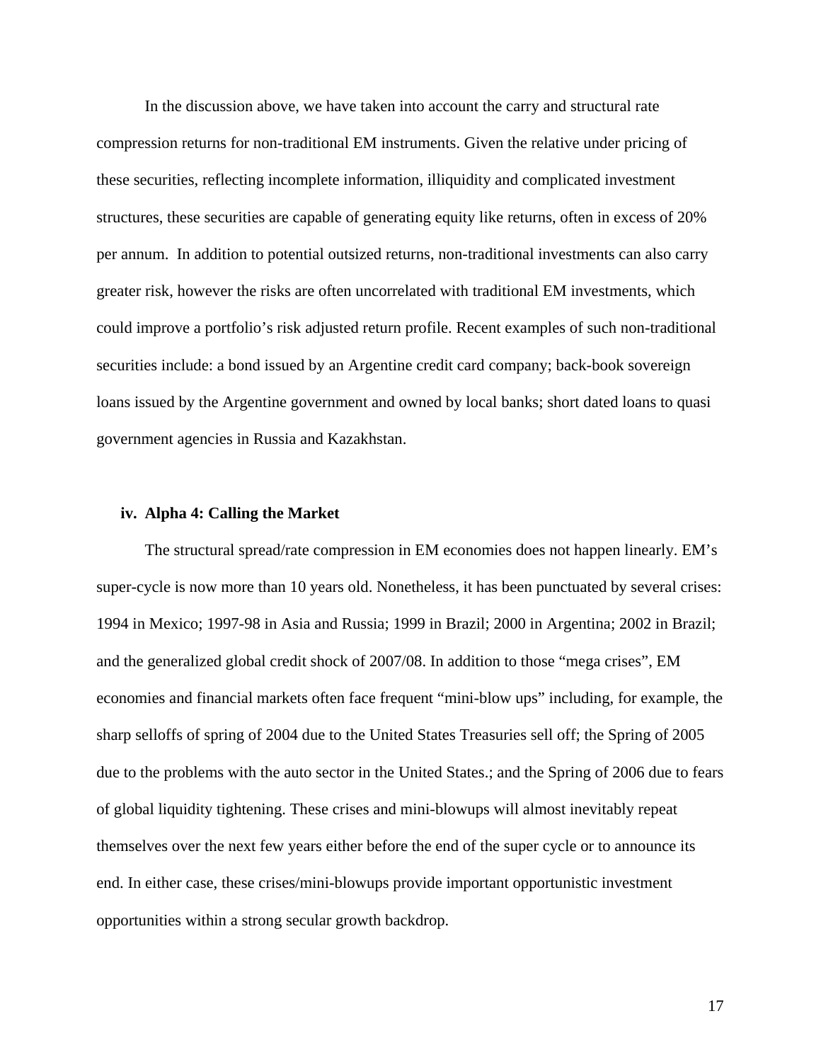In the discussion above, we have taken into account the carry and structural rate compression returns for non-traditional EM instruments. Given the relative under pricing of these securities, reflecting incomplete information, illiquidity and complicated investment structures, these securities are capable of generating equity like returns, often in excess of 20% per annum. In addition to potential outsized returns, non-traditional investments can also carry greater risk, however the risks are often uncorrelated with traditional EM investments, which could improve a portfolio's risk adjusted return profile. Recent examples of such non-traditional securities include: a bond issued by an Argentine credit card company; back-book sovereign loans issued by the Argentine government and owned by local banks; short dated loans to quasi government agencies in Russia and Kazakhstan.

### iv. Alpha 4: Calling the Market

The structural spread/rate compression in EM economies does not happen linearly. EM's super-cycle is now more than 10 years old. Nonetheless, it has been punctuated by several crises: 1994 in Mexico; 1997-98 in Asia and Russia; 1999 in Brazil; 2000 in Argentina; 2002 in Brazil; and the generalized global credit shock of 2007/08. In addition to those "mega crises", EM economies and financial markets often face frequent "mini-blow ups" including, for example, the sharp selloffs of spring of 2004 due to the United States Treasuries sell off; the Spring of 2005 due to the problems with the auto sector in the United States.; and the Spring of 2006 due to fears of global liquidity tightening. These crises and mini-blowups will almost inevitably repeat themselves over the next few years either before the end of the super cycle or to announce its end. In either case, these crises/mini-blowups provide important opportunistic investment opportunities within a strong secular growth backdrop.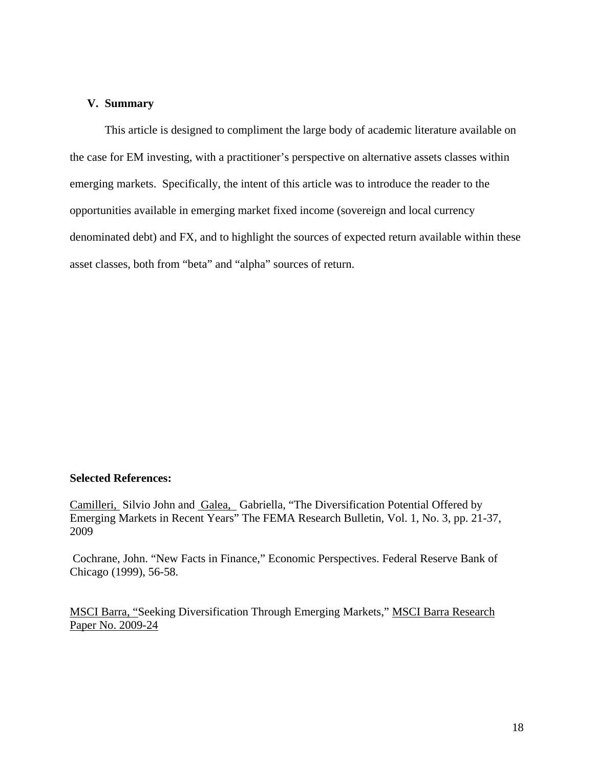## V. Summary

This article is designed to compliment the large body of academic literature available on the case for EM investing, with a practitioner's perspective on alternative assets classes within emerging markets. Specifically, the intent of this article was to introduce the reader to the opportunities available in emerging market fixed income (sovereign and local currency denominated debt) and FX, and to highlight the sources of expected return available within these asset classes, both from "beta" and "alpha" sources of return.

**Selected References:**

Camilleri, Silvio John and Galea, Gabriella, "The Diversification Potential Offered by Emerging Markets in Recent Years" The FEMA Research Bulletin, Vol. 1, No. 3, pp. 21-37, 2009

Cochrane, John. "New Facts in Finance," Economic Perspectives. Federal Reserve Bank of Chicago (1999), 56-58.

MSCI Barra, "Seeking Diversification Through Emerging Markets," MSCI Barra Research Paper No. 2009-24